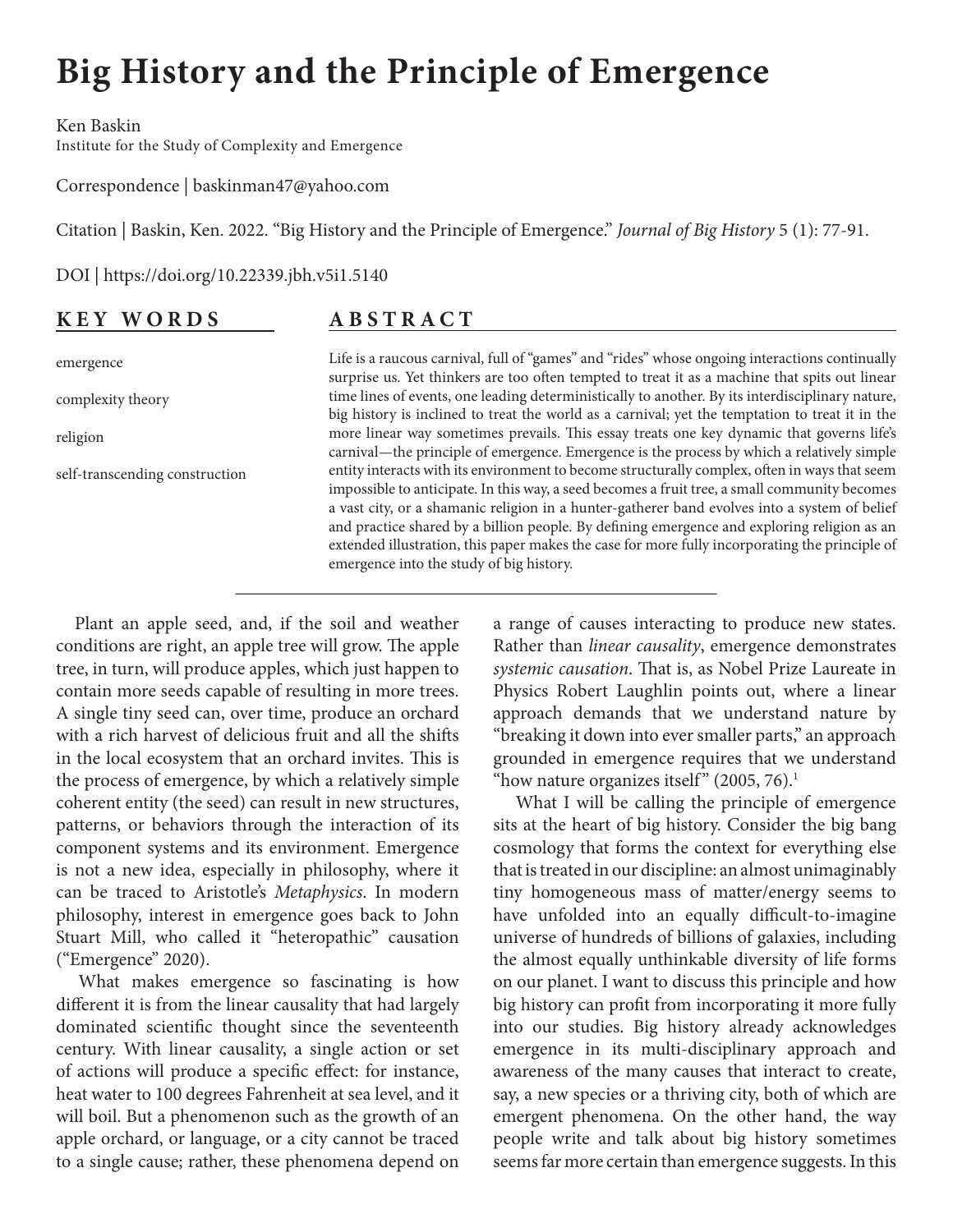# Big History and the Principle of Emergence

Ken Baskin
Institute for the Study of Complexity and Emergence

Correspondence | baskinman47@yahoo.com

Citation | Baskin, Ken. 2022. "Big History and the Principle of Emergence." *Journal of Big History* 5 (1): 77-91.

DOI | https://doi.org/10.22339.jbh.v5i1.5140

## KEY WORDS

emergence

complexity theory

religion

self-transcending construction

## ABSTRACT

Life is a raucous carnival, full of "games" and "rides" whose ongoing interactions continually surprise us. Yet thinkers are too often tempted to treat it as a machine that spits out linear time lines of events, one leading deterministically to another. By its interdisciplinary nature, big history is inclined to treat the world as a carnival; yet the temptation to treat it in the more linear way sometimes prevails. This essay treats one key dynamic that governs life's carnival—the principle of emergence. Emergence is the process by which a relatively simple entity interacts with its environment to become structurally complex, often in ways that seem impossible to anticipate. In this way, a seed becomes a fruit tree, a small community becomes a vast city, or a shamanic religion in a hunter-gatherer band evolves into a system of belief and practice shared by a billion people. By defining emergence and exploring religion as an extended illustration, this paper makes the case for more fully incorporating the principle of emergence into the study of big history.

---

Plant an apple seed, and, if the soil and weather conditions are right, an apple tree will grow. The apple tree, in turn, will produce apples, which just happen to contain more seeds capable of resulting in more trees. A single tiny seed can, over time, produce an orchard with a rich harvest of delicious fruit and all the shifts in the local ecosystem that an orchard invites. This is the process of emergence, by which a relatively simple coherent entity (the seed) can result in new structures, patterns, or behaviors through the interaction of its component systems and its environment. Emergence is not a new idea, especially in philosophy, where it can be traced to Aristotle's *Metaphysics*. In modern philosophy, interest in emergence goes back to John Stuart Mill, who called it "heteropathic" causation ("Emergence" 2020).

What makes emergence so fascinating is how different it is from the linear causality that had largely dominated scientific thought since the seventeenth century. With linear causality, a single action or set of actions will produce a specific effect: for instance, heat water to 100 degrees Fahrenheit at sea level, and it will boil. But a phenomenon such as the growth of an apple orchard, or language, or a city cannot be traced to a single cause; rather, these phenomena depend on a range of causes interacting to produce new states. Rather than *linear causality*, emergence demonstrates *systemic causation*. That is, as Nobel Prize Laureate in Physics Robert Laughlin points out, where a linear approach demands that we understand nature by "breaking it down into ever smaller parts," an approach grounded in emergence requires that we understand "how nature organizes itself" (2005, 76).[1]

What I will be calling the principle of emergence sits at the heart of big history. Consider the big bang cosmology that forms the context for everything else that is treated in our discipline: an almost unimaginably tiny homogeneous mass of matter/energy seems to have unfolded into an equally difficult-to-imagine universe of hundreds of billions of galaxies, including the almost equally unthinkable diversity of life forms on our planet. I want to discuss this principle and how big history can profit from incorporating it more fully into our studies. Big history already acknowledges emergence in its multi-disciplinary approach and awareness of the many causes that interact to create, say, a new species or a thriving city, both of which are emergent phenomena. On the other hand, the way people write and talk about big history sometimes seems far more certain than emergence suggests. In this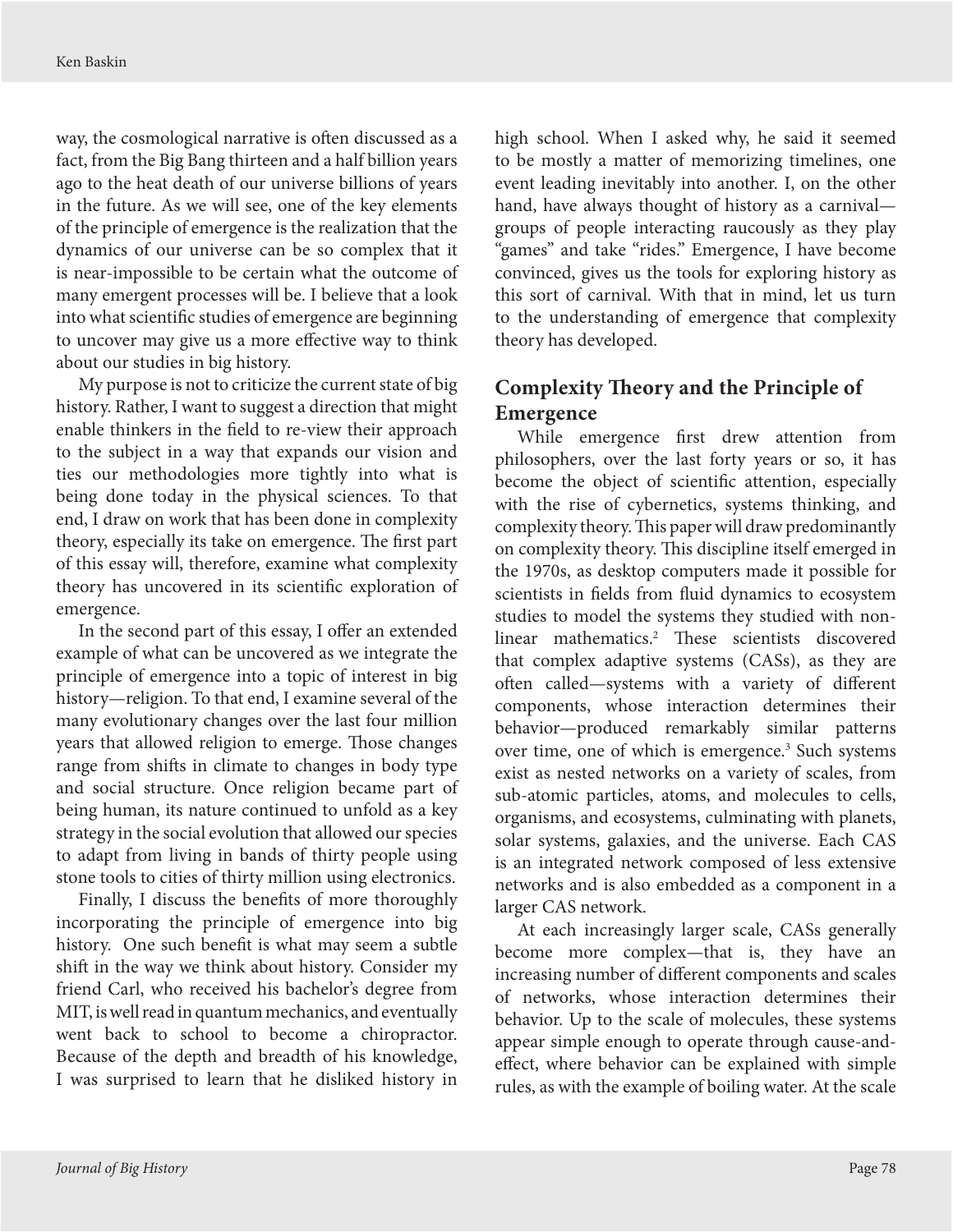way, the cosmological narrative is often discussed as a fact, from the Big Bang thirteen and a half billion years ago to the heat death of our universe billions of years in the future. As we will see, one of the key elements of the principle of emergence is the realization that the dynamics of our universe can be so complex that it is near-impossible to be certain what the outcome of many emergent processes will be. I believe that a look into what scientific studies of emergence are beginning to uncover may give us a more effective way to think about our studies in big history.

My purpose is not to criticize the current state of big history. Rather, I want to suggest a direction that might enable thinkers in the field to re-view their approach to the subject in a way that expands our vision and ties our methodologies more tightly into what is being done today in the physical sciences. To that end, I draw on work that has been done in complexity theory, especially its take on emergence. The first part of this essay will, therefore, examine what complexity theory has uncovered in its scientific exploration of emergence.

In the second part of this essay, I offer an extended example of what can be uncovered as we integrate the principle of emergence into a topic of interest in big history—religion. To that end, I examine several of the many evolutionary changes over the last four million years that allowed religion to emerge. Those changes range from shifts in climate to changes in body type and social structure. Once religion became part of being human, its nature continued to unfold as a key strategy in the social evolution that allowed our species to adapt from living in bands of thirty people using stone tools to cities of thirty million using electronics.

Finally, I discuss the benefits of more thoroughly incorporating the principle of emergence into big history. One such benefit is what may seem a subtle shift in the way we think about history. Consider my friend Carl, who received his bachelor's degree from MIT, is well read in quantum mechanics, and eventually went back to school to become a chiropractor. Because of the depth and breadth of his knowledge, I was surprised to learn that he disliked history in high school. When I asked why, he said it seemed to be mostly a matter of memorizing timelines, one event leading inevitably into another. I, on the other hand, have always thought of history as a carnival—groups of people interacting raucously as they play "games" and take "rides." Emergence, I have become convinced, gives us the tools for exploring history as this sort of carnival. With that in mind, let us turn to the understanding of emergence that complexity theory has developed.

## Complexity Theory and the Principle of Emergence

While emergence first drew attention from philosophers, over the last forty years or so, it has become the object of scientific attention, especially with the rise of cybernetics, systems thinking, and complexity theory. This paper will draw predominantly on complexity theory. This discipline itself emerged in the 1970s, as desktop computers made it possible for scientists in fields from fluid dynamics to ecosystem studies to model the systems they studied with non-linear mathematics.[2] These scientists discovered that complex adaptive systems (CASs), as they are often called—systems with a variety of different components, whose interaction determines their behavior—produced remarkably similar patterns over time, one of which is emergence.[3] Such systems exist as nested networks on a variety of scales, from sub-atomic particles, atoms, and molecules to cells, organisms, and ecosystems, culminating with planets, solar systems, galaxies, and the universe. Each CAS is an integrated network composed of less extensive networks and is also embedded as a component in a larger CAS network.

At each increasingly larger scale, CASs generally become more complex—that is, they have an increasing number of different components and scales of networks, whose interaction determines their behavior. Up to the scale of molecules, these systems appear simple enough to operate through cause-and-effect, where behavior can be explained with simple rules, as with the example of boiling water. At the scale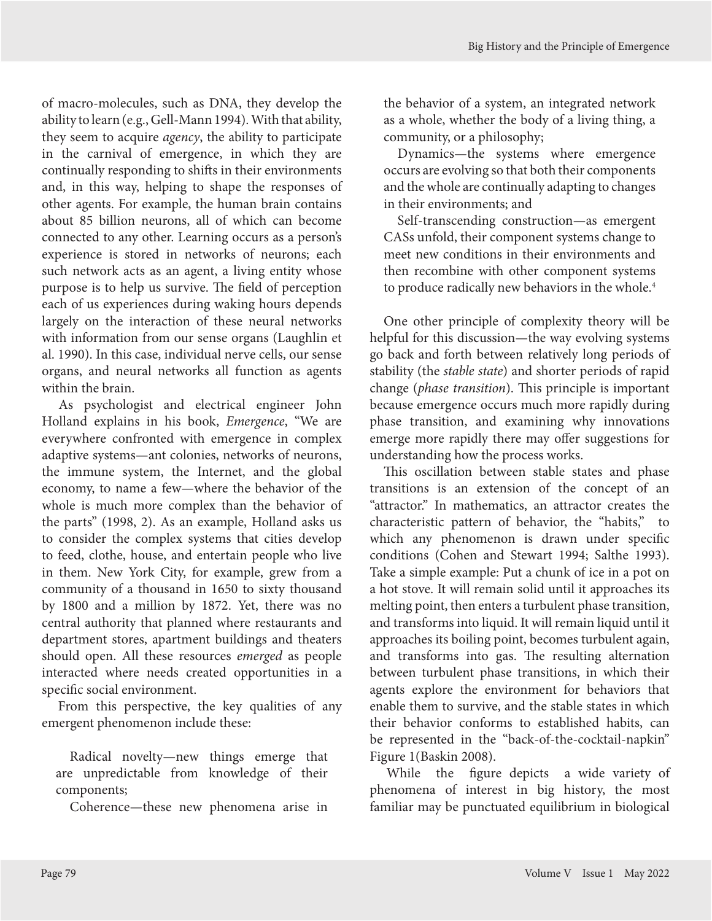of macro-molecules, such as DNA, they develop the ability to learn (e.g., Gell-Mann 1994). With that ability, they seem to acquire *agency*, the ability to participate in the carnival of emergence, in which they are continually responding to shifts in their environments and, in this way, helping to shape the responses of other agents. For example, the human brain contains about 85 billion neurons, all of which can become connected to any other. Learning occurs as a person's experience is stored in networks of neurons; each such network acts as an agent, a living entity whose purpose is to help us survive. The field of perception each of us experiences during waking hours depends largely on the interaction of these neural networks with information from our sense organs (Laughlin et al. 1990). In this case, individual nerve cells, our sense organs, and neural networks all function as agents within the brain.

As psychologist and electrical engineer John Holland explains in his book, *Emergence*, "We are everywhere confronted with emergence in complex adaptive systems—ant colonies, networks of neurons, the immune system, the Internet, and the global economy, to name a few—where the behavior of the whole is much more complex than the behavior of the parts" (1998, 2). As an example, Holland asks us to consider the complex systems that cities develop to feed, clothe, house, and entertain people who live in them. New York City, for example, grew from a community of a thousand in 1650 to sixty thousand by 1800 and a million by 1872. Yet, there was no central authority that planned where restaurants and department stores, apartment buildings and theaters should open. All these resources *emerged* as people interacted where needs created opportunities in a specific social environment.

From this perspective, the key qualities of any emergent phenomenon include these:

> Radical novelty—new things emerge that are unpredictable from knowledge of their components;
>
> Coherence—these new phenomena arise in the behavior of a system, an integrated network as a whole, whether the body of a living thing, a community, or a philosophy;
>
> Dynamics—the systems where emergence occurs are evolving so that both their components and the whole are continually adapting to changes in their environments; and
>
> Self-transcending construction—as emergent CASs unfold, their component systems change to meet new conditions in their environments and then recombine with other component systems to produce radically new behaviors in the whole.[4]

One other principle of complexity theory will be helpful for this discussion—the way evolving systems go back and forth between relatively long periods of stability (the *stable state*) and shorter periods of rapid change (*phase transition*). This principle is important because emergence occurs much more rapidly during phase transition, and examining why innovations emerge more rapidly there may offer suggestions for understanding how the process works.

This oscillation between stable states and phase transitions is an extension of the concept of an "attractor." In mathematics, an attractor creates the characteristic pattern of behavior, the "habits," to which any phenomenon is drawn under specific conditions (Cohen and Stewart 1994; Salthe 1993). Take a simple example: Put a chunk of ice in a pot on a hot stove. It will remain solid until it approaches its melting point, then enters a turbulent phase transition, and transforms into liquid. It will remain liquid until it approaches its boiling point, becomes turbulent again, and transforms into gas. The resulting alternation between turbulent phase transitions, in which their agents explore the environment for behaviors that enable them to survive, and the stable states in which their behavior conforms to established habits, can be represented in the "back-of-the-cocktail-napkin" Figure 1(Baskin 2008).

While the figure depicts a wide variety of phenomena of interest in big history, the most familiar may be punctuated equilibrium in biological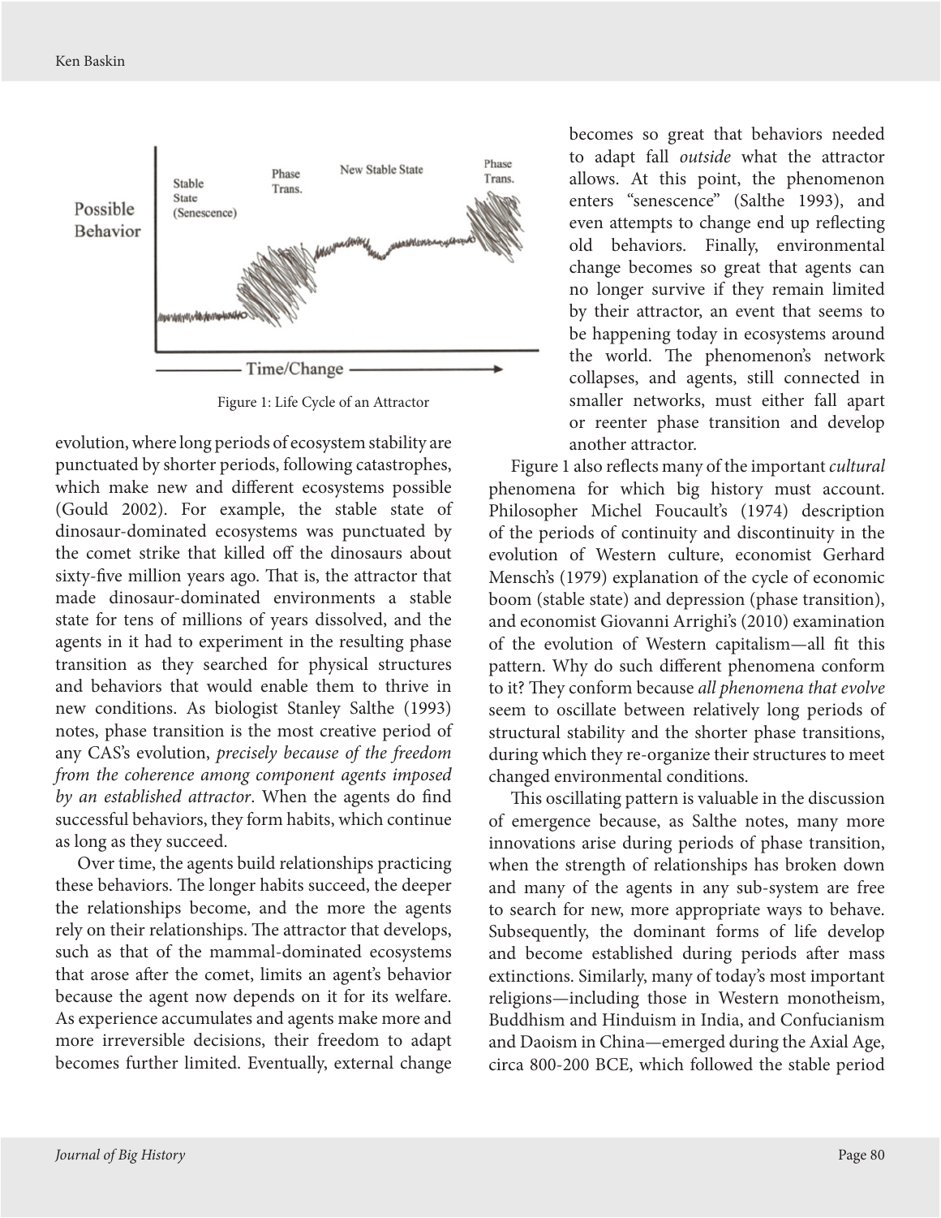Figure 1: Life Cycle of an Attractor

evolution, where long periods of ecosystem stability are punctuated by shorter periods, following catastrophes, which make new and different ecosystems possible (Gould 2002). For example, the stable state of dinosaur-dominated ecosystems was punctuated by the comet strike that killed off the dinosaurs about sixty-five million years ago. That is, the attractor that made dinosaur-dominated environments a stable state for tens of millions of years dissolved, and the agents in it had to experiment in the resulting phase transition as they searched for physical structures and behaviors that would enable them to thrive in new conditions. As biologist Stanley Salthe (1993) notes, phase transition is the most creative period of any CAS's evolution, *precisely because of the freedom from the coherence among component agents imposed by an established attractor*. When the agents do find successful behaviors, they form habits, which continue as long as they succeed.

Over time, the agents build relationships practicing these behaviors. The longer habits succeed, the deeper the relationships become, and the more the agents rely on their relationships. The attractor that develops, such as that of the mammal-dominated ecosystems that arose after the comet, limits an agent's behavior because the agent now depends on it for its welfare. As experience accumulates and agents make more and more irreversible decisions, their freedom to adapt becomes further limited. Eventually, external change becomes so great that behaviors needed to adapt fall *outside* what the attractor allows. At this point, the phenomenon enters "senescence" (Salthe 1993), and even attempts to change end up reflecting old behaviors. Finally, environmental change becomes so great that agents can no longer survive if they remain limited by their attractor, an event that seems to be happening today in ecosystems around the world. The phenomenon's network collapses, and agents, still connected in smaller networks, must either fall apart or reenter phase transition and develop another attractor.

Figure 1 also reflects many of the important *cultural* phenomena for which big history must account. Philosopher Michel Foucault's (1974) description of the periods of continuity and discontinuity in the evolution of Western culture, economist Gerhard Mensch's (1979) explanation of the cycle of economic boom (stable state) and depression (phase transition), and economist Giovanni Arrighi's (2010) examination of the evolution of Western capitalism—all fit this pattern. Why do such different phenomena conform to it? They conform because *all phenomena that evolve* seem to oscillate between relatively long periods of structural stability and the shorter phase transitions, during which they re-organize their structures to meet changed environmental conditions.

This oscillating pattern is valuable in the discussion of emergence because, as Salthe notes, many more innovations arise during periods of phase transition, when the strength of relationships has broken down and many of the agents in any sub-system are free to search for new, more appropriate ways to behave. Subsequently, the dominant forms of life develop and become established during periods after mass extinctions. Similarly, many of today's most important religions—including those in Western monotheism, Buddhism and Hinduism in India, and Confucianism and Daoism in China—emerged during the Axial Age, circa 800-200 BCE, which followed the stable period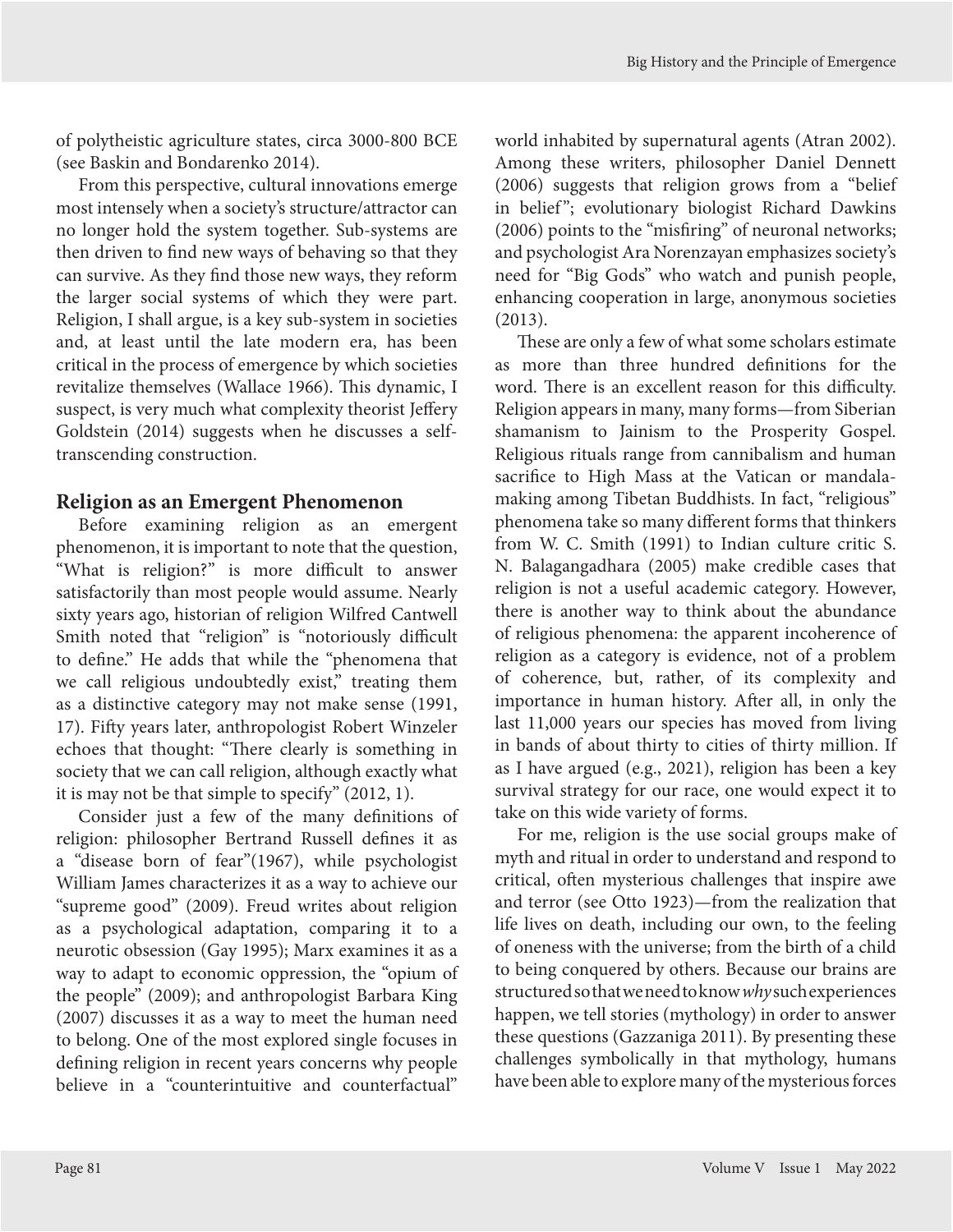of polytheistic agriculture states, circa 3000-800 BCE (see Baskin and Bondarenko 2014).

From this perspective, cultural innovations emerge most intensely when a society's structure/attractor can no longer hold the system together. Sub-systems are then driven to find new ways of behaving so that they can survive. As they find those new ways, they reform the larger social systems of which they were part. Religion, I shall argue, is a key sub-system in societies and, at least until the late modern era, has been critical in the process of emergence by which societies revitalize themselves (Wallace 1966). This dynamic, I suspect, is very much what complexity theorist Jeffery Goldstein (2014) suggests when he discusses a self-transcending construction.

## Religion as an Emergent Phenomenon

Before examining religion as an emergent phenomenon, it is important to note that the question, "What is religion?" is more difficult to answer satisfactorily than most people would assume. Nearly sixty years ago, historian of religion Wilfred Cantwell Smith noted that "religion" is "notoriously difficult to define." He adds that while the "phenomena that we call religious undoubtedly exist," treating them as a distinctive category may not make sense (1991, 17). Fifty years later, anthropologist Robert Winzeler echoes that thought: "There clearly is something in society that we can call religion, although exactly what it is may not be that simple to specify" (2012, 1).

Consider just a few of the many definitions of religion: philosopher Bertrand Russell defines it as a "disease born of fear"(1967), while psychologist William James characterizes it as a way to achieve our "supreme good" (2009). Freud writes about religion as a psychological adaptation, comparing it to a neurotic obsession (Gay 1995); Marx examines it as a way to adapt to economic oppression, the "opium of the people" (2009); and anthropologist Barbara King (2007) discusses it as a way to meet the human need to belong. One of the most explored single focuses in defining religion in recent years concerns why people believe in a "counterintuitive and counterfactual" world inhabited by supernatural agents (Atran 2002). Among these writers, philosopher Daniel Dennett (2006) suggests that religion grows from a "belief in belief"; evolutionary biologist Richard Dawkins (2006) points to the "misfiring" of neuronal networks; and psychologist Ara Norenzayan emphasizes society's need for "Big Gods" who watch and punish people, enhancing cooperation in large, anonymous societies (2013).

These are only a few of what some scholars estimate as more than three hundred definitions for the word. There is an excellent reason for this difficulty. Religion appears in many, many forms—from Siberian shamanism to Jainism to the Prosperity Gospel. Religious rituals range from cannibalism and human sacrifice to High Mass at the Vatican or mandala-making among Tibetan Buddhists. In fact, "religious" phenomena take so many different forms that thinkers from W. C. Smith (1991) to Indian culture critic S. N. Balagangadhara (2005) make credible cases that religion is not a useful academic category. However, there is another way to think about the abundance of religious phenomena: the apparent incoherence of religion as a category is evidence, not of a problem of coherence, but, rather, of its complexity and importance in human history. After all, in only the last 11,000 years our species has moved from living in bands of about thirty to cities of thirty million. If as I have argued (e.g., 2021), religion has been a key survival strategy for our race, one would expect it to take on this wide variety of forms.

For me, religion is the use social groups make of myth and ritual in order to understand and respond to critical, often mysterious challenges that inspire awe and terror (see Otto 1923)—from the realization that life lives on death, including our own, to the feeling of oneness with the universe; from the birth of a child to being conquered by others. Because our brains are structured so that we need to know *why* such experiences happen, we tell stories (mythology) in order to answer these questions (Gazzaniga 2011). By presenting these challenges symbolically in that mythology, humans have been able to explore many of the mysterious forces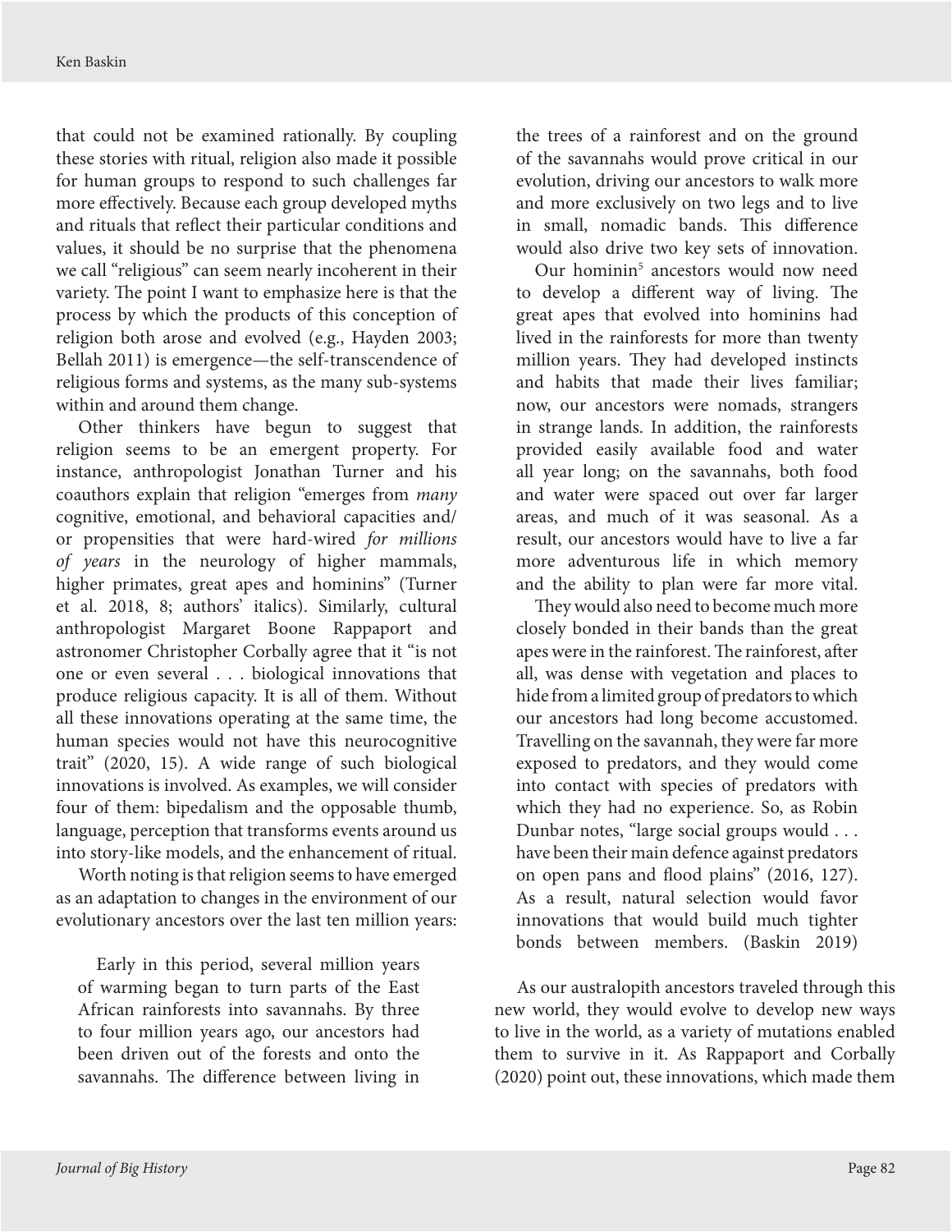that could not be examined rationally. By coupling these stories with ritual, religion also made it possible for human groups to respond to such challenges far more effectively. Because each group developed myths and rituals that reflect their particular conditions and values, it should be no surprise that the phenomena we call "religious" can seem nearly incoherent in their variety. The point I want to emphasize here is that the process by which the products of this conception of religion both arose and evolved (e.g., Hayden 2003; Bellah 2011) is emergence—the self-transcendence of religious forms and systems, as the many sub-systems within and around them change.

Other thinkers have begun to suggest that religion seems to be an emergent property. For instance, anthropologist Jonathan Turner and his coauthors explain that religion "emerges from *many* cognitive, emotional, and behavioral capacities and/or propensities that were hard-wired *for millions of years* in the neurology of higher mammals, higher primates, great apes and hominins" (Turner et al. 2018, 8; authors' italics). Similarly, cultural anthropologist Margaret Boone Rappaport and astronomer Christopher Corbally agree that it "is not one or even several . . . biological innovations that produce religious capacity. It is all of them. Without all these innovations operating at the same time, the human species would not have this neurocognitive trait" (2020, 15). A wide range of such biological innovations is involved. As examples, we will consider four of them: bipedalism and the opposable thumb, language, perception that transforms events around us into story-like models, and the enhancement of ritual.

Worth noting is that religion seems to have emerged as an adaptation to changes in the environment of our evolutionary ancestors over the last ten million years:

> Early in this period, several million years of warming began to turn parts of the East African rainforests into savannahs. By three to four million years ago, our ancestors had been driven out of the forests and onto the savannahs. The difference between living in the trees of a rainforest and on the ground of the savannahs would prove critical in our evolution, driving our ancestors to walk more and more exclusively on two legs and to live in small, nomadic bands. This difference would also drive two key sets of innovation.
>
> Our hominin[5] ancestors would now need to develop a different way of living. The great apes that evolved into hominins had lived in the rainforests for more than twenty million years. They had developed instincts and habits that made their lives familiar; now, our ancestors were nomads, strangers in strange lands. In addition, the rainforests provided easily available food and water all year long; on the savannahs, both food and water were spaced out over far larger areas, and much of it was seasonal. As a result, our ancestors would have to live a far more adventurous life in which memory and the ability to plan were far more vital.
>
> They would also need to become much more closely bonded in their bands than the great apes were in the rainforest. The rainforest, after all, was dense with vegetation and places to hide from a limited group of predators to which our ancestors had long become accustomed. Travelling on the savannah, they were far more exposed to predators, and they would come into contact with species of predators with which they had no experience. So, as Robin Dunbar notes, "large social groups would . . . have been their main defence against predators on open pans and flood plains" (2016, 127). As a result, natural selection would favor innovations that would build much tighter bonds between members. (Baskin 2019)

As our australopith ancestors traveled through this new world, they would evolve to develop new ways to live in the world, as a variety of mutations enabled them to survive in it. As Rappaport and Corbally (2020) point out, these innovations, which made them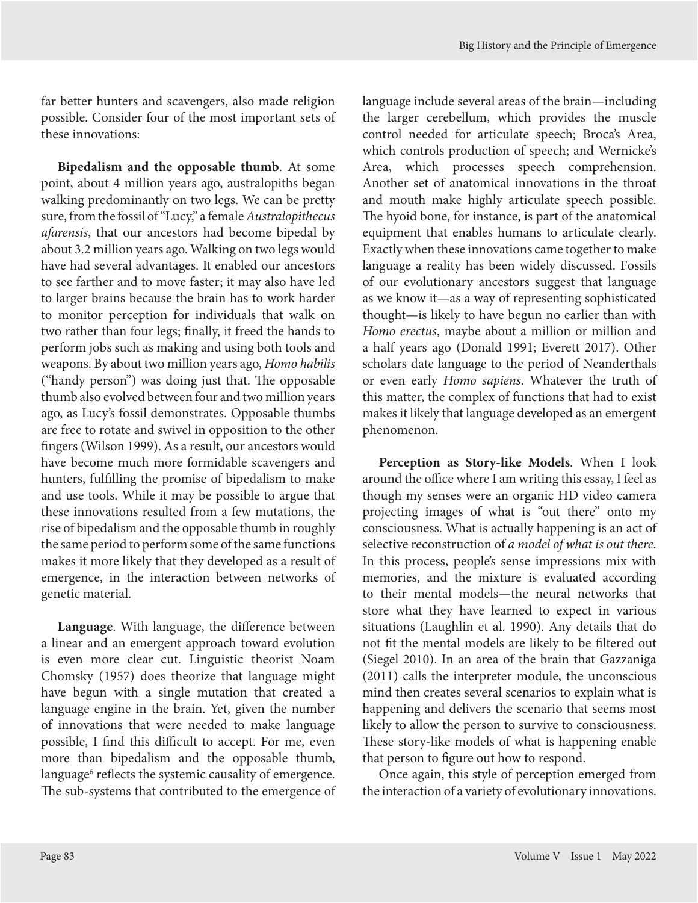far better hunters and scavengers, also made religion possible. Consider four of the most important sets of these innovations:

**Bipedalism and the opposable thumb**. At some point, about 4 million years ago, australopiths began walking predominantly on two legs. We can be pretty sure, from the fossil of "Lucy," a female *Australopithecus afarensis*, that our ancestors had become bipedal by about 3.2 million years ago. Walking on two legs would have had several advantages. It enabled our ancestors to see farther and to move faster; it may also have led to larger brains because the brain has to work harder to monitor perception for individuals that walk on two rather than four legs; finally, it freed the hands to perform jobs such as making and using both tools and weapons. By about two million years ago, *Homo habilis* ("handy person") was doing just that. The opposable thumb also evolved between four and two million years ago, as Lucy's fossil demonstrates. Opposable thumbs are free to rotate and swivel in opposition to the other fingers (Wilson 1999). As a result, our ancestors would have become much more formidable scavengers and hunters, fulfilling the promise of bipedalism to make and use tools. While it may be possible to argue that these innovations resulted from a few mutations, the rise of bipedalism and the opposable thumb in roughly the same period to perform some of the same functions makes it more likely that they developed as a result of emergence, in the interaction between networks of genetic material.

**Language**. With language, the difference between a linear and an emergent approach toward evolution is even more clear cut. Linguistic theorist Noam Chomsky (1957) does theorize that language might have begun with a single mutation that created a language engine in the brain. Yet, given the number of innovations that were needed to make language possible, I find this difficult to accept. For me, even more than bipedalism and the opposable thumb, language[6] reflects the systemic causality of emergence. The sub-systems that contributed to the emergence of language include several areas of the brain—including the larger cerebellum, which provides the muscle control needed for articulate speech; Broca's Area, which controls production of speech; and Wernicke's Area, which processes speech comprehension. Another set of anatomical innovations in the throat and mouth make highly articulate speech possible. The hyoid bone, for instance, is part of the anatomical equipment that enables humans to articulate clearly. Exactly when these innovations came together to make language a reality has been widely discussed. Fossils of our evolutionary ancestors suggest that language as we know it—as a way of representing sophisticated thought—is likely to have begun no earlier than with *Homo erectus*, maybe about a million or million and a half years ago (Donald 1991; Everett 2017). Other scholars date language to the period of Neanderthals or even early *Homo sapiens*. Whatever the truth of this matter, the complex of functions that had to exist makes it likely that language developed as an emergent phenomenon.

**Perception as Story-like Models**. When I look around the office where I am writing this essay, I feel as though my senses were an organic HD video camera projecting images of what is "out there" onto my consciousness. What is actually happening is an act of selective reconstruction of *a model of what is out there*. In this process, people's sense impressions mix with memories, and the mixture is evaluated according to their mental models—the neural networks that store what they have learned to expect in various situations (Laughlin et al. 1990). Any details that do not fit the mental models are likely to be filtered out (Siegel 2010). In an area of the brain that Gazzaniga (2011) calls the interpreter module, the unconscious mind then creates several scenarios to explain what is happening and delivers the scenario that seems most likely to allow the person to survive to consciousness. These story-like models of what is happening enable that person to figure out how to respond.

Once again, this style of perception emerged from the interaction of a variety of evolutionary innovations.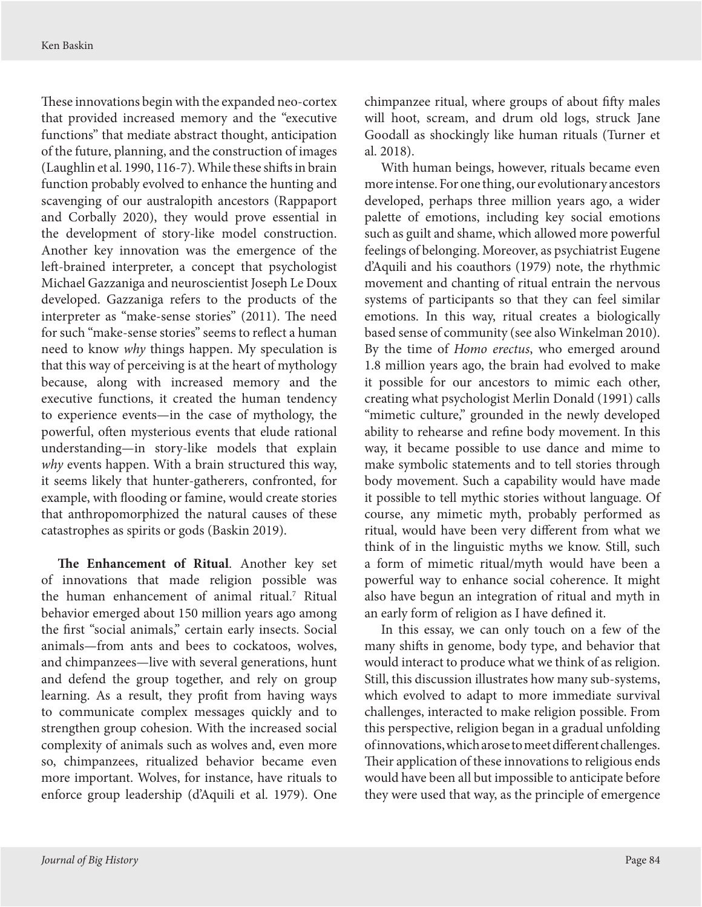These innovations begin with the expanded neo-cortex that provided increased memory and the "executive functions" that mediate abstract thought, anticipation of the future, planning, and the construction of images (Laughlin et al. 1990, 116-7). While these shifts in brain function probably evolved to enhance the hunting and scavenging of our australopith ancestors (Rappaport and Corbally 2020), they would prove essential in the development of story-like model construction. Another key innovation was the emergence of the left-brained interpreter, a concept that psychologist Michael Gazzaniga and neuroscientist Joseph Le Doux developed. Gazzaniga refers to the products of the interpreter as "make-sense stories" (2011). The need for such "make-sense stories" seems to reflect a human need to know *why* things happen. My speculation is that this way of perceiving is at the heart of mythology because, along with increased memory and the executive functions, it created the human tendency to experience events—in the case of mythology, the powerful, often mysterious events that elude rational understanding—in story-like models that explain *why* events happen. With a brain structured this way, it seems likely that hunter-gatherers, confronted, for example, with flooding or famine, would create stories that anthropomorphized the natural causes of these catastrophes as spirits or gods (Baskin 2019).

**The Enhancement of Ritual**. Another key set of innovations that made religion possible was the human enhancement of animal ritual.[7] Ritual behavior emerged about 150 million years ago among the first "social animals," certain early insects. Social animals—from ants and bees to cockatoos, wolves, and chimpanzees—live with several generations, hunt and defend the group together, and rely on group learning. As a result, they profit from having ways to communicate complex messages quickly and to strengthen group cohesion. With the increased social complexity of animals such as wolves and, even more so, chimpanzees, ritualized behavior became even more important. Wolves, for instance, have rituals to enforce group leadership (d'Aquili et al. 1979). One chimpanzee ritual, where groups of about fifty males will hoot, scream, and drum old logs, struck Jane Goodall as shockingly like human rituals (Turner et al. 2018).

With human beings, however, rituals became even more intense. For one thing, our evolutionary ancestors developed, perhaps three million years ago, a wider palette of emotions, including key social emotions such as guilt and shame, which allowed more powerful feelings of belonging. Moreover, as psychiatrist Eugene d'Aquili and his coauthors (1979) note, the rhythmic movement and chanting of ritual entrain the nervous systems of participants so that they can feel similar emotions. In this way, ritual creates a biologically based sense of community (see also Winkelman 2010). By the time of *Homo erectus*, who emerged around 1.8 million years ago, the brain had evolved to make it possible for our ancestors to mimic each other, creating what psychologist Merlin Donald (1991) calls "mimetic culture," grounded in the newly developed ability to rehearse and refine body movement. In this way, it became possible to use dance and mime to make symbolic statements and to tell stories through body movement. Such a capability would have made it possible to tell mythic stories without language. Of course, any mimetic myth, probably performed as ritual, would have been very different from what we think of in the linguistic myths we know. Still, such a form of mimetic ritual/myth would have been a powerful way to enhance social coherence. It might also have begun an integration of ritual and myth in an early form of religion as I have defined it.

In this essay, we can only touch on a few of the many shifts in genome, body type, and behavior that would interact to produce what we think of as religion. Still, this discussion illustrates how many sub-systems, which evolved to adapt to more immediate survival challenges, interacted to make religion possible. From this perspective, religion began in a gradual unfolding of innovations, which arose to meet different challenges. Their application of these innovations to religious ends would have been all but impossible to anticipate before they were used that way, as the principle of emergence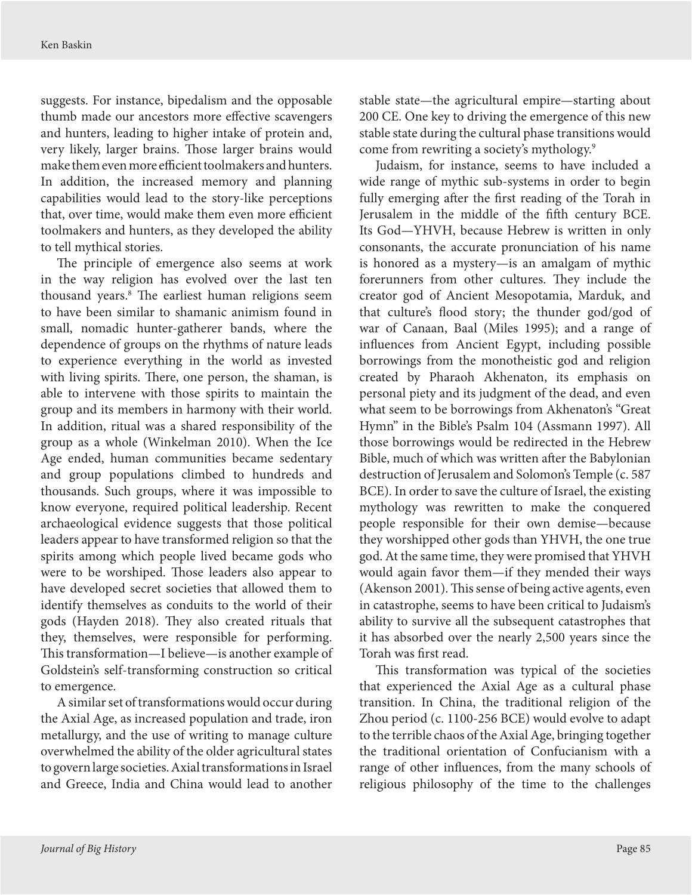suggests. For instance, bipedalism and the opposable thumb made our ancestors more effective scavengers and hunters, leading to higher intake of protein and, very likely, larger brains. Those larger brains would make them even more efficient toolmakers and hunters. In addition, the increased memory and planning capabilities would lead to the story-like perceptions that, over time, would make them even more efficient toolmakers and hunters, as they developed the ability to tell mythical stories.

The principle of emergence also seems at work in the way religion has evolved over the last ten thousand years.[8] The earliest human religions seem to have been similar to shamanic animism found in small, nomadic hunter-gatherer bands, where the dependence of groups on the rhythms of nature leads to experience everything in the world as invested with living spirits. There, one person, the shaman, is able to intervene with those spirits to maintain the group and its members in harmony with their world. In addition, ritual was a shared responsibility of the group as a whole (Winkelman 2010). When the Ice Age ended, human communities became sedentary and group populations climbed to hundreds and thousands. Such groups, where it was impossible to know everyone, required political leadership. Recent archaeological evidence suggests that those political leaders appear to have transformed religion so that the spirits among which people lived became gods who were to be worshiped. Those leaders also appear to have developed secret societies that allowed them to identify themselves as conduits to the world of their gods (Hayden 2018). They also created rituals that they, themselves, were responsible for performing. This transformation—I believe—is another example of Goldstein's self-transforming construction so critical to emergence.

A similar set of transformations would occur during the Axial Age, as increased population and trade, iron metallurgy, and the use of writing to manage culture overwhelmed the ability of the older agricultural states to govern large societies. Axial transformations in Israel and Greece, India and China would lead to another stable state—the agricultural empire—starting about 200 CE. One key to driving the emergence of this new stable state during the cultural phase transitions would come from rewriting a society's mythology.[9]

Judaism, for instance, seems to have included a wide range of mythic sub-systems in order to begin fully emerging after the first reading of the Torah in Jerusalem in the middle of the fifth century BCE. Its God—YHVH, because Hebrew is written in only consonants, the accurate pronunciation of his name is honored as a mystery—is an amalgam of mythic forerunners from other cultures. They include the creator god of Ancient Mesopotamia, Marduk, and that culture's flood story; the thunder god/god of war of Canaan, Baal (Miles 1995); and a range of influences from Ancient Egypt, including possible borrowings from the monotheistic god and religion created by Pharaoh Akhenaton, its emphasis on personal piety and its judgment of the dead, and even what seem to be borrowings from Akhenaton's "Great Hymn" in the Bible's Psalm 104 (Assmann 1997). All those borrowings would be redirected in the Hebrew Bible, much of which was written after the Babylonian destruction of Jerusalem and Solomon's Temple (c. 587 BCE). In order to save the culture of Israel, the existing mythology was rewritten to make the conquered people responsible for their own demise—because they worshipped other gods than YHVH, the one true god. At the same time, they were promised that YHVH would again favor them—if they mended their ways (Akenson 2001). This sense of being active agents, even in catastrophe, seems to have been critical to Judaism's ability to survive all the subsequent catastrophes that it has absorbed over the nearly 2,500 years since the Torah was first read.

This transformation was typical of the societies that experienced the Axial Age as a cultural phase transition. In China, the traditional religion of the Zhou period (c. 1100-256 BCE) would evolve to adapt to the terrible chaos of the Axial Age, bringing together the traditional orientation of Confucianism with a range of other influences, from the many schools of religious philosophy of the time to the challenges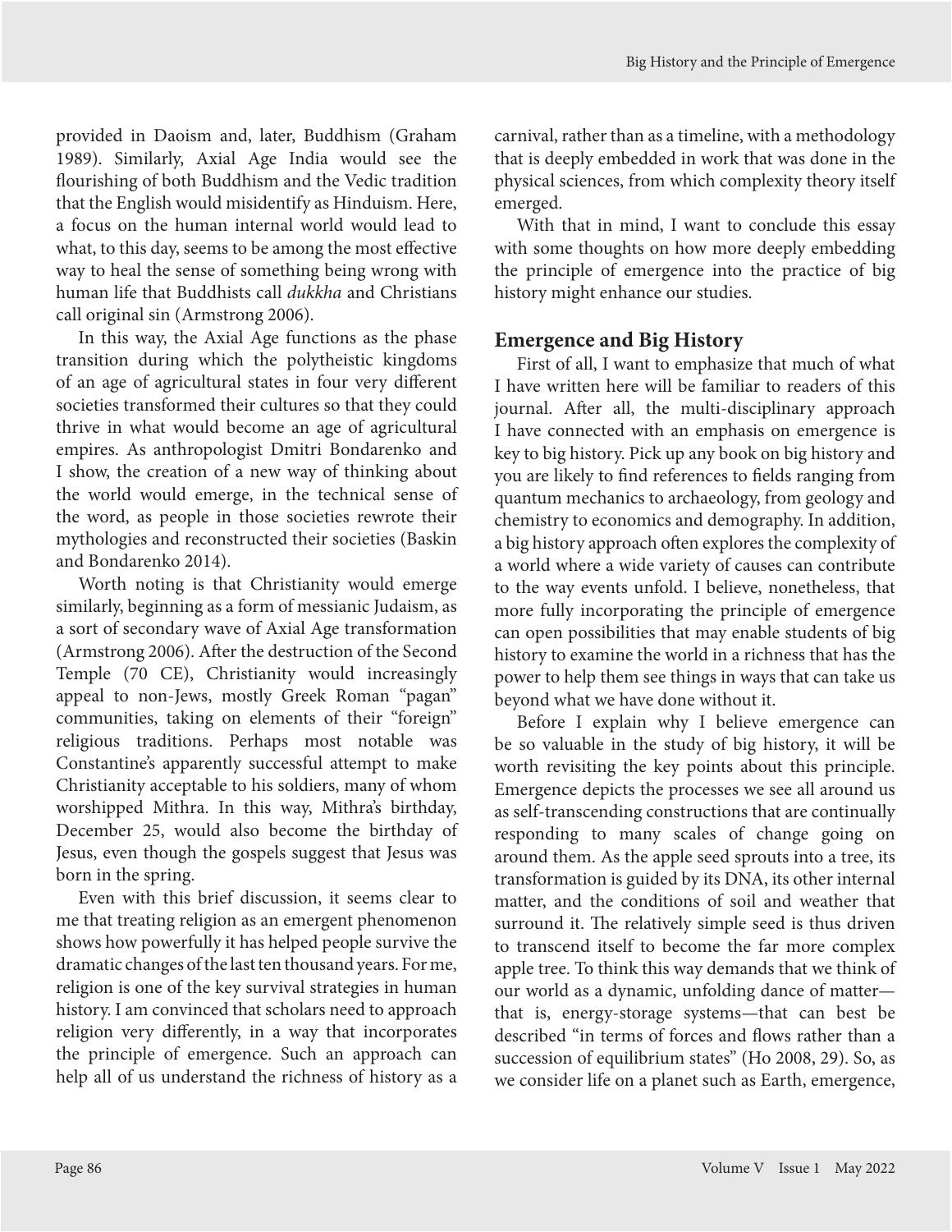provided in Daoism and, later, Buddhism (Graham 1989). Similarly, Axial Age India would see the flourishing of both Buddhism and the Vedic tradition that the English would misidentify as Hinduism. Here, a focus on the human internal world would lead to what, to this day, seems to be among the most effective way to heal the sense of something being wrong with human life that Buddhists call *dukkha* and Christians call original sin (Armstrong 2006).

In this way, the Axial Age functions as the phase transition during which the polytheistic kingdoms of an age of agricultural states in four very different societies transformed their cultures so that they could thrive in what would become an age of agricultural empires. As anthropologist Dmitri Bondarenko and I show, the creation of a new way of thinking about the world would emerge, in the technical sense of the word, as people in those societies rewrote their mythologies and reconstructed their societies (Baskin and Bondarenko 2014).

Worth noting is that Christianity would emerge similarly, beginning as a form of messianic Judaism, as a sort of secondary wave of Axial Age transformation (Armstrong 2006). After the destruction of the Second Temple (70 CE), Christianity would increasingly appeal to non-Jews, mostly Greek Roman "pagan" communities, taking on elements of their "foreign" religious traditions. Perhaps most notable was Constantine's apparently successful attempt to make Christianity acceptable to his soldiers, many of whom worshipped Mithra. In this way, Mithra's birthday, December 25, would also become the birthday of Jesus, even though the gospels suggest that Jesus was born in the spring.

Even with this brief discussion, it seems clear to me that treating religion as an emergent phenomenon shows how powerfully it has helped people survive the dramatic changes of the last ten thousand years. For me, religion is one of the key survival strategies in human history. I am convinced that scholars need to approach religion very differently, in a way that incorporates the principle of emergence. Such an approach can help all of us understand the richness of history as a carnival, rather than as a timeline, with a methodology that is deeply embedded in work that was done in the physical sciences, from which complexity theory itself emerged.

With that in mind, I want to conclude this essay with some thoughts on how more deeply embedding the principle of emergence into the practice of big history might enhance our studies.

## Emergence and Big History

First of all, I want to emphasize that much of what I have written here will be familiar to readers of this journal. After all, the multi-disciplinary approach I have connected with an emphasis on emergence is key to big history. Pick up any book on big history and you are likely to find references to fields ranging from quantum mechanics to archaeology, from geology and chemistry to economics and demography. In addition, a big history approach often explores the complexity of a world where a wide variety of causes can contribute to the way events unfold. I believe, nonetheless, that more fully incorporating the principle of emergence can open possibilities that may enable students of big history to examine the world in a richness that has the power to help them see things in ways that can take us beyond what we have done without it.

Before I explain why I believe emergence can be so valuable in the study of big history, it will be worth revisiting the key points about this principle. Emergence depicts the processes we see all around us as self-transcending constructions that are continually responding to many scales of change going on around them. As the apple seed sprouts into a tree, its transformation is guided by its DNA, its other internal matter, and the conditions of soil and weather that surround it. The relatively simple seed is thus driven to transcend itself to become the far more complex apple tree. To think this way demands that we think of our world as a dynamic, unfolding dance of matter—that is, energy-storage systems—that can best be described "in terms of forces and flows rather than a succession of equilibrium states" (Ho 2008, 29). So, as we consider life on a planet such as Earth, emergence,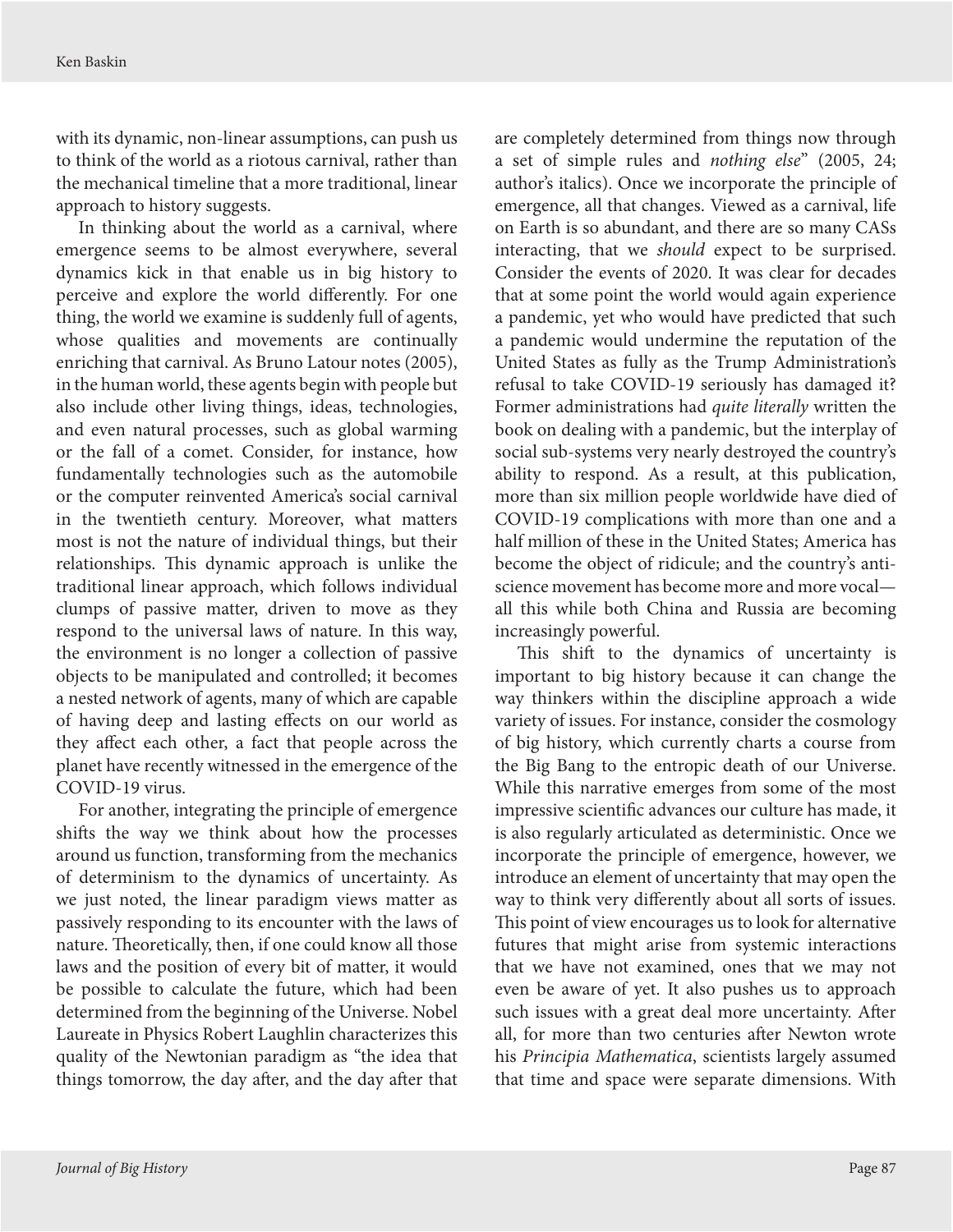with its dynamic, non-linear assumptions, can push us to think of the world as a riotous carnival, rather than the mechanical timeline that a more traditional, linear approach to history suggests.

In thinking about the world as a carnival, where emergence seems to be almost everywhere, several dynamics kick in that enable us in big history to perceive and explore the world differently. For one thing, the world we examine is suddenly full of agents, whose qualities and movements are continually enriching that carnival. As Bruno Latour notes (2005), in the human world, these agents begin with people but also include other living things, ideas, technologies, and even natural processes, such as global warming or the fall of a comet. Consider, for instance, how fundamentally technologies such as the automobile or the computer reinvented America's social carnival in the twentieth century. Moreover, what matters most is not the nature of individual things, but their relationships. This dynamic approach is unlike the traditional linear approach, which follows individual clumps of passive matter, driven to move as they respond to the universal laws of nature. In this way, the environment is no longer a collection of passive objects to be manipulated and controlled; it becomes a nested network of agents, many of which are capable of having deep and lasting effects on our world as they affect each other, a fact that people across the planet have recently witnessed in the emergence of the COVID-19 virus.

For another, integrating the principle of emergence shifts the way we think about how the processes around us function, transforming from the mechanics of determinism to the dynamics of uncertainty. As we just noted, the linear paradigm views matter as passively responding to its encounter with the laws of nature. Theoretically, then, if one could know all those laws and the position of every bit of matter, it would be possible to calculate the future, which had been determined from the beginning of the Universe. Nobel Laureate in Physics Robert Laughlin characterizes this quality of the Newtonian paradigm as "the idea that things tomorrow, the day after, and the day after that are completely determined from things now through a set of simple rules and *nothing else*" (2005, 24; author's italics). Once we incorporate the principle of emergence, all that changes. Viewed as a carnival, life on Earth is so abundant, and there are so many CASs interacting, that we *should* expect to be surprised. Consider the events of 2020. It was clear for decades that at some point the world would again experience a pandemic, yet who would have predicted that such a pandemic would undermine the reputation of the United States as fully as the Trump Administration's refusal to take COVID-19 seriously has damaged it? Former administrations had *quite literally* written the book on dealing with a pandemic, but the interplay of social sub-systems very nearly destroyed the country's ability to respond. As a result, at this publication, more than six million people worldwide have died of COVID-19 complications with more than one and a half million of these in the United States; America has become the object of ridicule; and the country's anti-science movement has become more and more vocal—all this while both China and Russia are becoming increasingly powerful.

This shift to the dynamics of uncertainty is important to big history because it can change the way thinkers within the discipline approach a wide variety of issues. For instance, consider the cosmology of big history, which currently charts a course from the Big Bang to the entropic death of our Universe. While this narrative emerges from some of the most impressive scientific advances our culture has made, it is also regularly articulated as deterministic. Once we incorporate the principle of emergence, however, we introduce an element of uncertainty that may open the way to think very differently about all sorts of issues. This point of view encourages us to look for alternative futures that might arise from systemic interactions that we have not examined, ones that we may not even be aware of yet. It also pushes us to approach such issues with a great deal more uncertainty. After all, for more than two centuries after Newton wrote his *Principia Mathematica*, scientists largely assumed that time and space were separate dimensions. With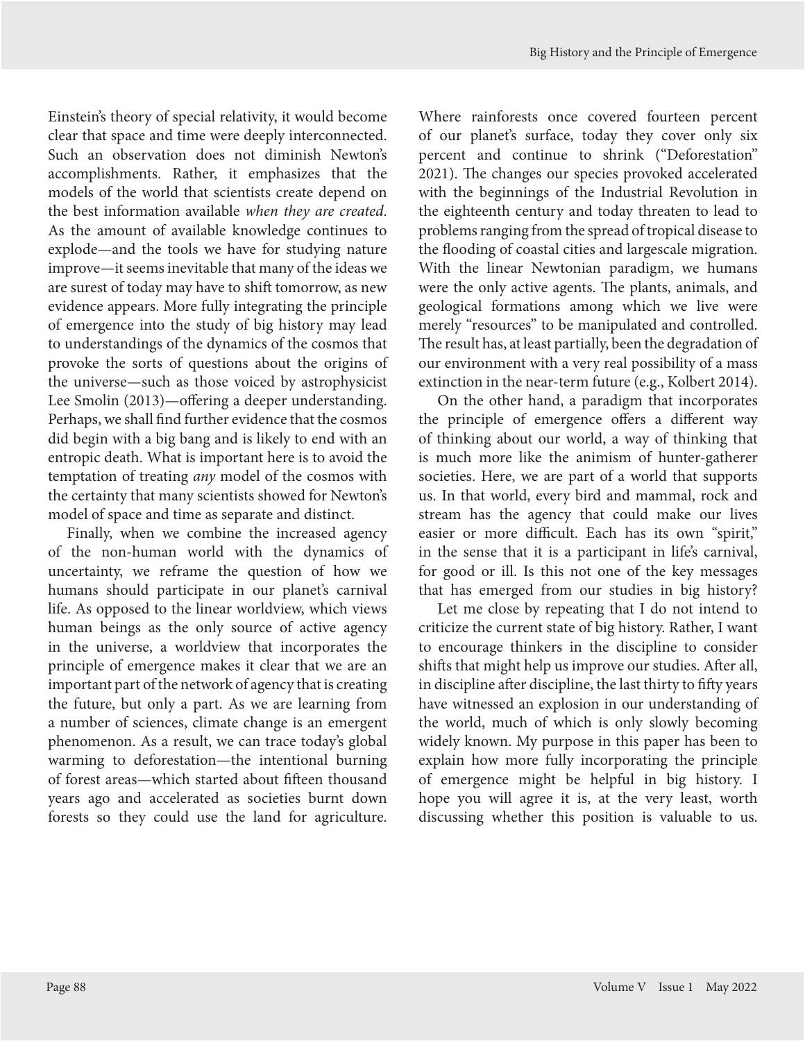Einstein's theory of special relativity, it would become clear that space and time were deeply interconnected. Such an observation does not diminish Newton's accomplishments. Rather, it emphasizes that the models of the world that scientists create depend on the best information available *when they are created*. As the amount of available knowledge continues to explode—and the tools we have for studying nature improve—it seems inevitable that many of the ideas we are surest of today may have to shift tomorrow, as new evidence appears. More fully integrating the principle of emergence into the study of big history may lead to understandings of the dynamics of the cosmos that provoke the sorts of questions about the origins of the universe—such as those voiced by astrophysicist Lee Smolin (2013)—offering a deeper understanding. Perhaps, we shall find further evidence that the cosmos did begin with a big bang and is likely to end with an entropic death. What is important here is to avoid the temptation of treating *any* model of the cosmos with the certainty that many scientists showed for Newton's model of space and time as separate and distinct.

Finally, when we combine the increased agency of the non-human world with the dynamics of uncertainty, we reframe the question of how we humans should participate in our planet's carnival life. As opposed to the linear worldview, which views human beings as the only source of active agency in the universe, a worldview that incorporates the principle of emergence makes it clear that we are an important part of the network of agency that is creating the future, but only a part. As we are learning from a number of sciences, climate change is an emergent phenomenon. As a result, we can trace today's global warming to deforestation—the intentional burning of forest areas—which started about fifteen thousand years ago and accelerated as societies burnt down forests so they could use the land for agriculture. Where rainforests once covered fourteen percent of our planet's surface, today they cover only six percent and continue to shrink ("Deforestation" 2021). The changes our species provoked accelerated with the beginnings of the Industrial Revolution in the eighteenth century and today threaten to lead to problems ranging from the spread of tropical disease to the flooding of coastal cities and largescale migration. With the linear Newtonian paradigm, we humans were the only active agents. The plants, animals, and geological formations among which we live were merely "resources" to be manipulated and controlled. The result has, at least partially, been the degradation of our environment with a very real possibility of a mass extinction in the near-term future (e.g., Kolbert 2014).

On the other hand, a paradigm that incorporates the principle of emergence offers a different way of thinking about our world, a way of thinking that is much more like the animism of hunter-gatherer societies. Here, we are part of a world that supports us. In that world, every bird and mammal, rock and stream has the agency that could make our lives easier or more difficult. Each has its own "spirit," in the sense that it is a participant in life's carnival, for good or ill. Is this not one of the key messages that has emerged from our studies in big history?

Let me close by repeating that I do not intend to criticize the current state of big history. Rather, I want to encourage thinkers in the discipline to consider shifts that might help us improve our studies. After all, in discipline after discipline, the last thirty to fifty years have witnessed an explosion in our understanding of the world, much of which is only slowly becoming widely known. My purpose in this paper has been to explain how more fully incorporating the principle of emergence might be helpful in big history. I hope you will agree it is, at the very least, worth discussing whether this position is valuable to us.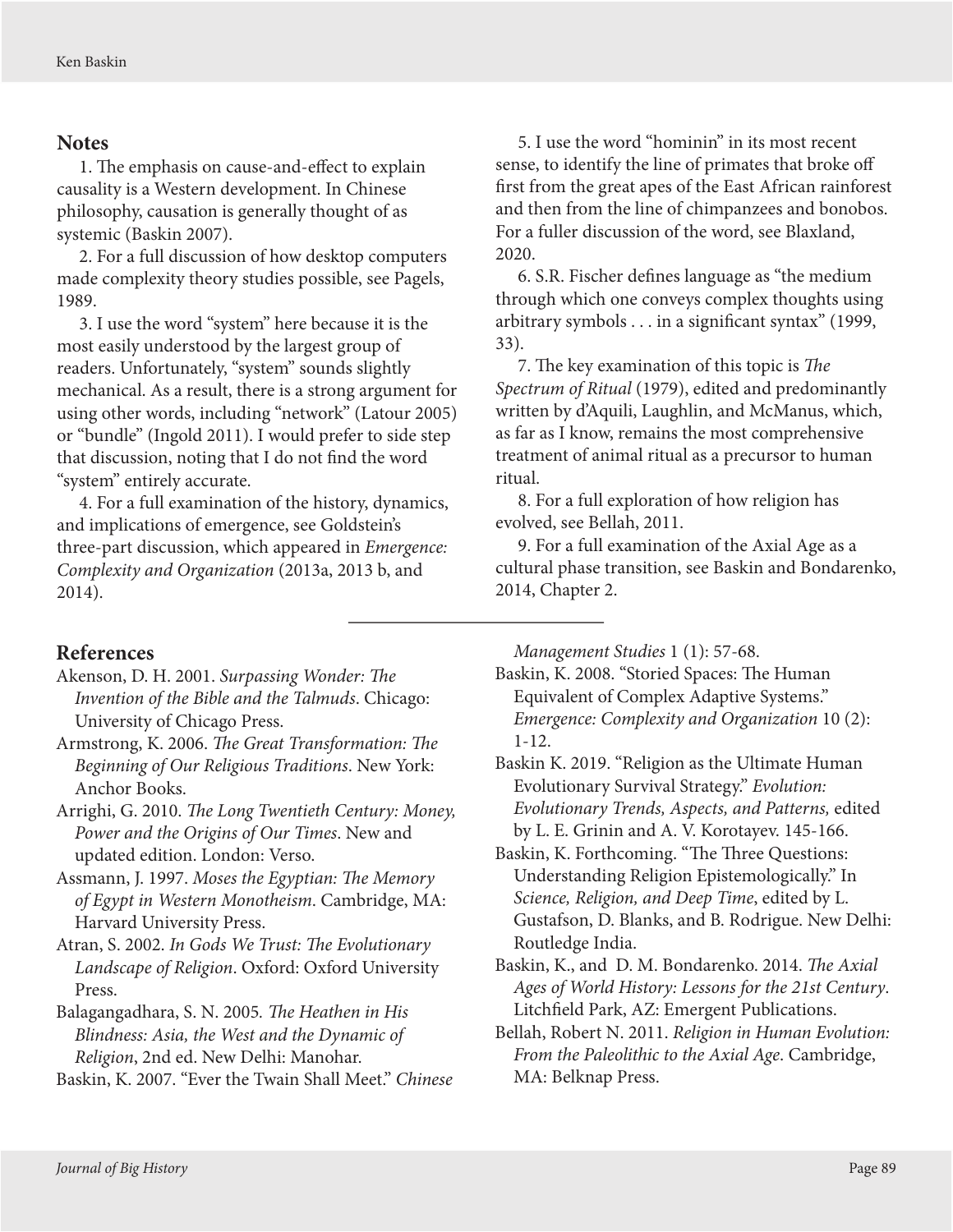## Notes

1. The emphasis on cause-and-effect to explain causality is a Western development. In Chinese philosophy, causation is generally thought of as systemic (Baskin 2007).

2. For a full discussion of how desktop computers made complexity theory studies possible, see Pagels, 1989.

3. I use the word "system" here because it is the most easily understood by the largest group of readers. Unfortunately, "system" sounds slightly mechanical. As a result, there is a strong argument for using other words, including "network" (Latour 2005) or "bundle" (Ingold 2011). I would prefer to side step that discussion, noting that I do not find the word "system" entirely accurate.

4. For a full examination of the history, dynamics, and implications of emergence, see Goldstein's three-part discussion, which appeared in *Emergence: Complexity and Organization* (2013a, 2013 b, and 2014).

5. I use the word "hominin" in its most recent sense, to identify the line of primates that broke off first from the great apes of the East African rainforest and then from the line of chimpanzees and bonobos. For a fuller discussion of the word, see Blaxland, 2020.

6. S.R. Fischer defines language as "the medium through which one conveys complex thoughts using arbitrary symbols . . . in a significant syntax" (1999, 33).

7. The key examination of this topic is *The Spectrum of Ritual* (1979), edited and predominantly written by d'Aquili, Laughlin, and McManus, which, as far as I know, remains the most comprehensive treatment of animal ritual as a precursor to human ritual.

8. For a full exploration of how religion has evolved, see Bellah, 2011.

9. For a full examination of the Axial Age as a cultural phase transition, see Baskin and Bondarenko, 2014, Chapter 2.

## References

Akenson, D. H. 2001. *Surpassing Wonder: The Invention of the Bible and the Talmuds*. Chicago: University of Chicago Press.

Armstrong, K. 2006. *The Great Transformation: The Beginning of Our Religious Traditions*. New York: Anchor Books.

Arrighi, G. 2010. *The Long Twentieth Century: Money, Power and the Origins of Our Times*. New and updated edition. London: Verso.

Assmann, J. 1997. *Moses the Egyptian: The Memory of Egypt in Western Monotheism*. Cambridge, MA: Harvard University Press.

Atran, S. 2002. *In Gods We Trust: The Evolutionary Landscape of Religion*. Oxford: Oxford University Press.

Balagangadhara, S. N. 2005. *The Heathen in His Blindness: Asia, the West and the Dynamic of Religion*, 2nd ed. New Delhi: Manohar.

Baskin, K. 2007. "Ever the Twain Shall Meet." *Chinese Management Studies* 1 (1): 57-68.

Baskin, K. 2008. "Storied Spaces: The Human Equivalent of Complex Adaptive Systems." *Emergence: Complexity and Organization* 10 (2): 1-12.

Baskin K. 2019. "Religion as the Ultimate Human Evolutionary Survival Strategy." *Evolution: Evolutionary Trends, Aspects, and Patterns,* edited by L. E. Grinin and A. V. Korotayev. 145-166.

Baskin, K. Forthcoming. "The Three Questions: Understanding Religion Epistemologically." In *Science, Religion, and Deep Time*, edited by L. Gustafson, D. Blanks, and B. Rodrigue. New Delhi: Routledge India.

Baskin, K., and D. M. Bondarenko. 2014. *The Axial Ages of World History: Lessons for the 21st Century*. Litchfield Park, AZ: Emergent Publications.

Bellah, Robert N. 2011. *Religion in Human Evolution: From the Paleolithic to the Axial Age*. Cambridge, MA: Belknap Press.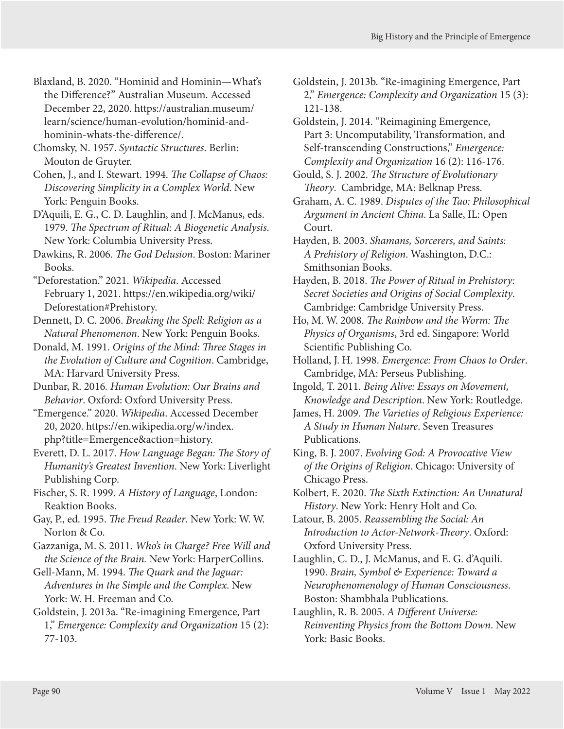Blaxland, B. 2020. "Hominid and Hominin—What's the Difference?" Australian Museum. Accessed December 22, 2020. https://australian.museum/learn/science/human-evolution/hominid-and-hominin-whats-the-difference/.

Chomsky, N. 1957. *Syntactic Structures*. Berlin: Mouton de Gruyter.

Cohen, J., and I. Stewart. 1994. *The Collapse of Chaos: Discovering Simplicity in a Complex World*. New York: Penguin Books.

D'Aquili, E. G., C. D. Laughlin, and J. McManus, eds. 1979. *The Spectrum of Ritual: A Biogenetic Analysis*. New York: Columbia University Press.

Dawkins, R. 2006. *The God Delusion*. Boston: Mariner Books.

"Deforestation." 2021. *Wikipedia*. Accessed February 1, 2021. https://en.wikipedia.org/wiki/Deforestation#Prehistory.

Dennett, D. C. 2006. *Breaking the Spell: Religion as a Natural Phenomenon*. New York: Penguin Books.

Donald, M. 1991. *Origins of the Mind: Three Stages in the Evolution of Culture and Cognition*. Cambridge, MA: Harvard University Press.

Dunbar, R. 2016. *Human Evolution: Our Brains and Behavior*. Oxford: Oxford University Press.

"Emergence." 2020. *Wikipedia*. Accessed December 20, 2020. https://en.wikipedia.org/w/index.php?title=Emergence&action=history.

Everett, D. L. 2017. *How Language Began: The Story of Humanity's Greatest Invention*. New York: Liverlight Publishing Corp.

Fischer, S. R. 1999. *A History of Language*, London: Reaktion Books.

Gay, P., ed. 1995. *The Freud Reader*. New York: W. W. Norton & Co.

Gazzaniga, M. S. 2011. *Who's in Charge? Free Will and the Science of the Brain.* New York: HarperCollins.

Gell-Mann, M. 1994. *The Quark and the Jaguar: Adventures in the Simple and the Complex*. New York: W. H. Freeman and Co.

Goldstein, J. 2013a. "Re-imagining Emergence, Part 1," *Emergence: Complexity and Organization* 15 (2): 77-103.

Goldstein, J. 2013b. "Re-imagining Emergence, Part 2," *Emergence: Complexity and Organization* 15 (3): 121-138.

Goldstein, J. 2014. "Reimagining Emergence, Part 3: Uncomputability, Transformation, and Self-transcending Constructions," *Emergence: Complexity and Organization* 16 (2): 116-176.

Gould, S. J. 2002. *The Structure of Evolutionary Theory*. Cambridge, MA: Belknap Press.

Graham, A. C. 1989. *Disputes of the Tao: Philosophical Argument in Ancient China*. La Salle, IL: Open Court.

Hayden, B. 2003. *Shamans, Sorcerers, and Saints: A Prehistory of Religion*. Washington, D.C.: Smithsonian Books.

Hayden, B. 2018. *The Power of Ritual in Prehistory: Secret Societies and Origins of Social Complexity*. Cambridge: Cambridge University Press.

Ho, M. W. 2008. *The Rainbow and the Worm: The Physics of Organisms*, 3rd ed. Singapore: World Scientific Publishing Co.

Holland, J. H. 1998. *Emergence: From Chaos to Order*. Cambridge, MA: Perseus Publishing.

Ingold, T. 2011. *Being Alive: Essays on Movement, Knowledge and Description*. New York: Routledge.

James, H. 2009. *The Varieties of Religious Experience: A Study in Human Nature*. Seven Treasures Publications.

King, B. J. 2007. *Evolving God: A Provocative View of the Origins of Religion*. Chicago: University of Chicago Press.

Kolbert, E. 2020. *The Sixth Extinction: An Unnatural History*. New York: Henry Holt and Co.

Latour, B. 2005. *Reassembling the Social: An Introduction to Actor-Network-Theory*. Oxford: Oxford University Press.

Laughlin, C. D., J. McManus, and E. G. d'Aquili. 1990. *Brain, Symbol & Experience: Toward a Neurophenomenology of Human Consciousness*. Boston: Shambhala Publications.

Laughlin, R. B. 2005. *A Different Universe: Reinventing Physics from the Bottom Down*. New York: Basic Books.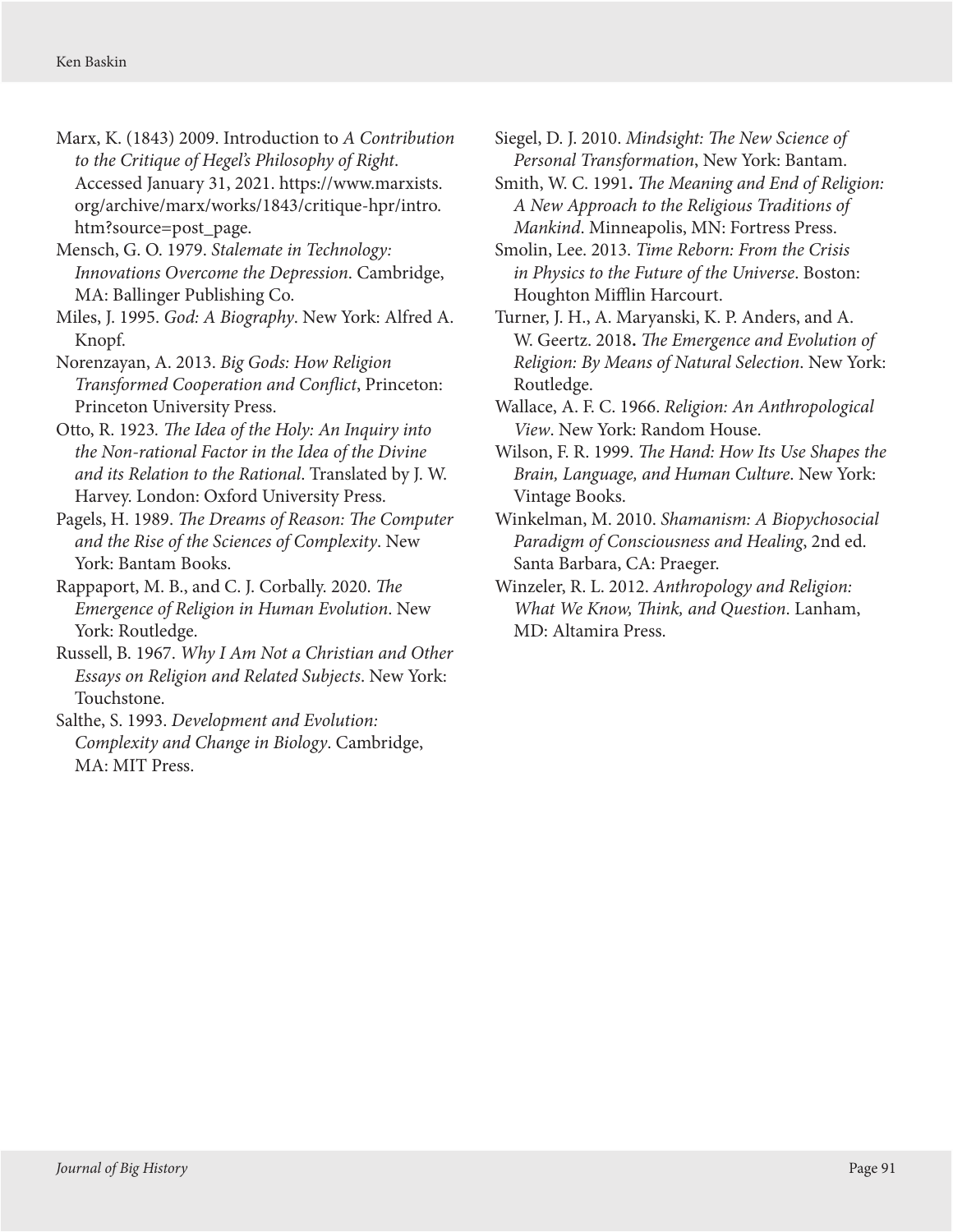Marx, K. (1843) 2009. Introduction to *A Contribution to the Critique of Hegel's Philosophy of Right*. Accessed January 31, 2021. https://www.marxists.org/archive/marx/works/1843/critique-hpr/intro.htm?source=post_page.

Mensch, G. O. 1979. *Stalemate in Technology: Innovations Overcome the Depression*. Cambridge, MA: Ballinger Publishing Co.

Miles, J. 1995. *God: A Biography*. New York: Alfred A. Knopf.

Norenzayan, A. 2013. *Big Gods: How Religion Transformed Cooperation and Conflict*, Princeton: Princeton University Press.

Otto, R. 1923. *The Idea of the Holy: An Inquiry into the Non-rational Factor in the Idea of the Divine and its Relation to the Rational*. Translated by J. W. Harvey. London: Oxford University Press.

Pagels, H. 1989. *The Dreams of Reason: The Computer and the Rise of the Sciences of Complexity*. New York: Bantam Books.

Rappaport, M. B., and C. J. Corbally. 2020. *The Emergence of Religion in Human Evolution*. New York: Routledge.

Russell, B. 1967. *Why I Am Not a Christian and Other Essays on Religion and Related Subjects*. New York: Touchstone.

Salthe, S. 1993. *Development and Evolution: Complexity and Change in Biology*. Cambridge, MA: MIT Press.

Siegel, D. J. 2010. *Mindsight: The New Science of Personal Transformation*, New York: Bantam.

Smith, W. C. 1991. *The Meaning and End of Religion: A New Approach to the Religious Traditions of Mankind*. Minneapolis, MN: Fortress Press.

Smolin, Lee. 2013. *Time Reborn: From the Crisis in Physics to the Future of the Universe*. Boston: Houghton Mifflin Harcourt.

Turner, J. H., A. Maryanski, K. P. Anders, and A. W. Geertz. 2018. *The Emergence and Evolution of Religion: By Means of Natural Selection*. New York: Routledge.

Wallace, A. F. C. 1966. *Religion: An Anthropological View*. New York: Random House.

Wilson, F. R. 1999. *The Hand: How Its Use Shapes the Brain, Language, and Human Culture*. New York: Vintage Books.

Winkelman, M. 2010. *Shamanism: A Biopychosocial Paradigm of Consciousness and Healing*, 2nd ed. Santa Barbara, CA: Praeger.

Winzeler, R. L. 2012. *Anthropology and Religion: What We Know, Think, and Question*. Lanham, MD: Altamira Press.